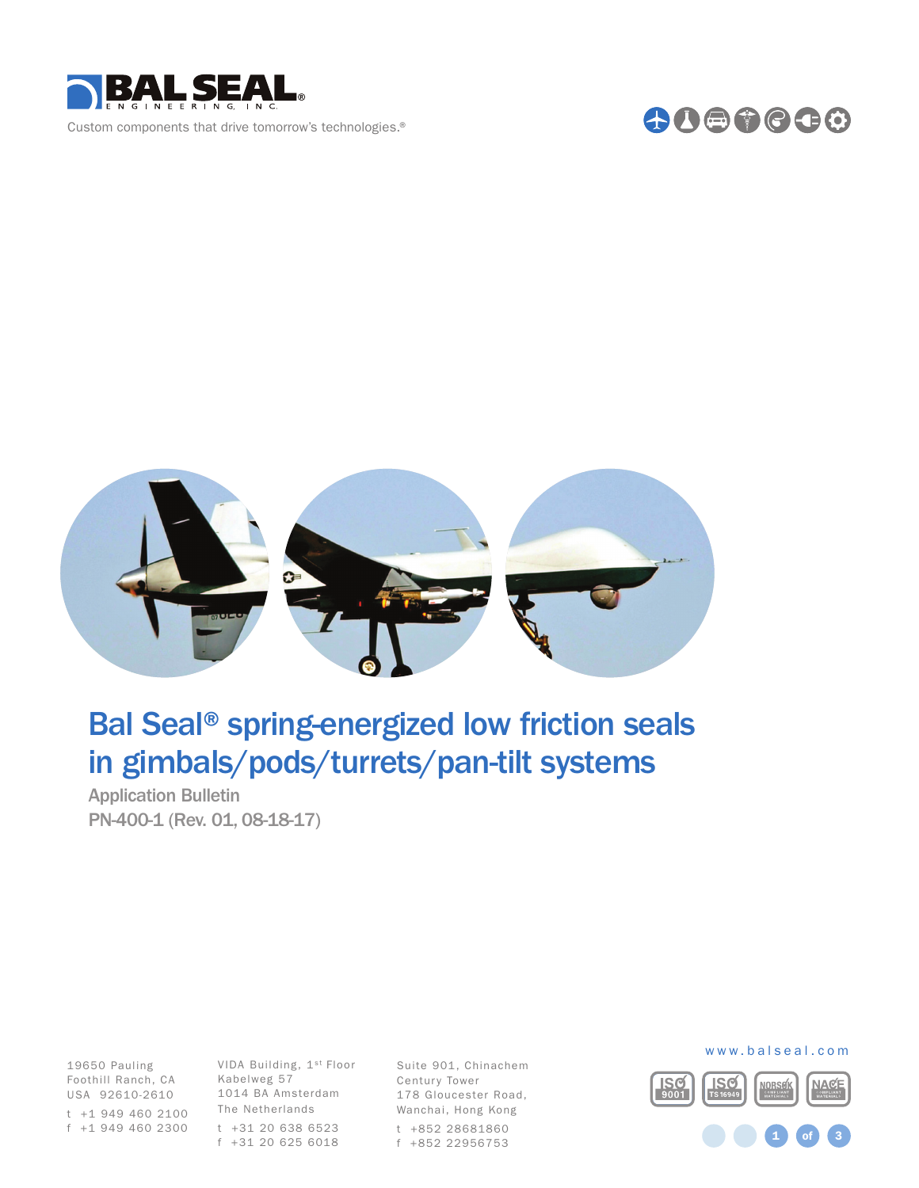BAL SEAL ENGINEERING, INC.

Custom components that drive tomorrow's technologies.®

# Bal Seal® spring-energized low friction seals in gimbals/pods/turrets/pan-tilt systems

Application Bulletin

PN-400-1 (Rev. 01, 08-18-17)

19650 Pauling
Foothill Ranch, CA
USA 92610-2610

t +1 949 460 2100
f +1 949 460 2300

VIDA Building, 1st Floor
Kabelweg 57
1014 BA Amsterdam
The Netherlands

t +31 20 638 6523
f +31 20 625 6018

Suite 901, Chinachem
Century Tower
178 Gloucester Road,
Wanchai, Hong Kong

t +852 28681860
f +852 22956753

www.balseal.com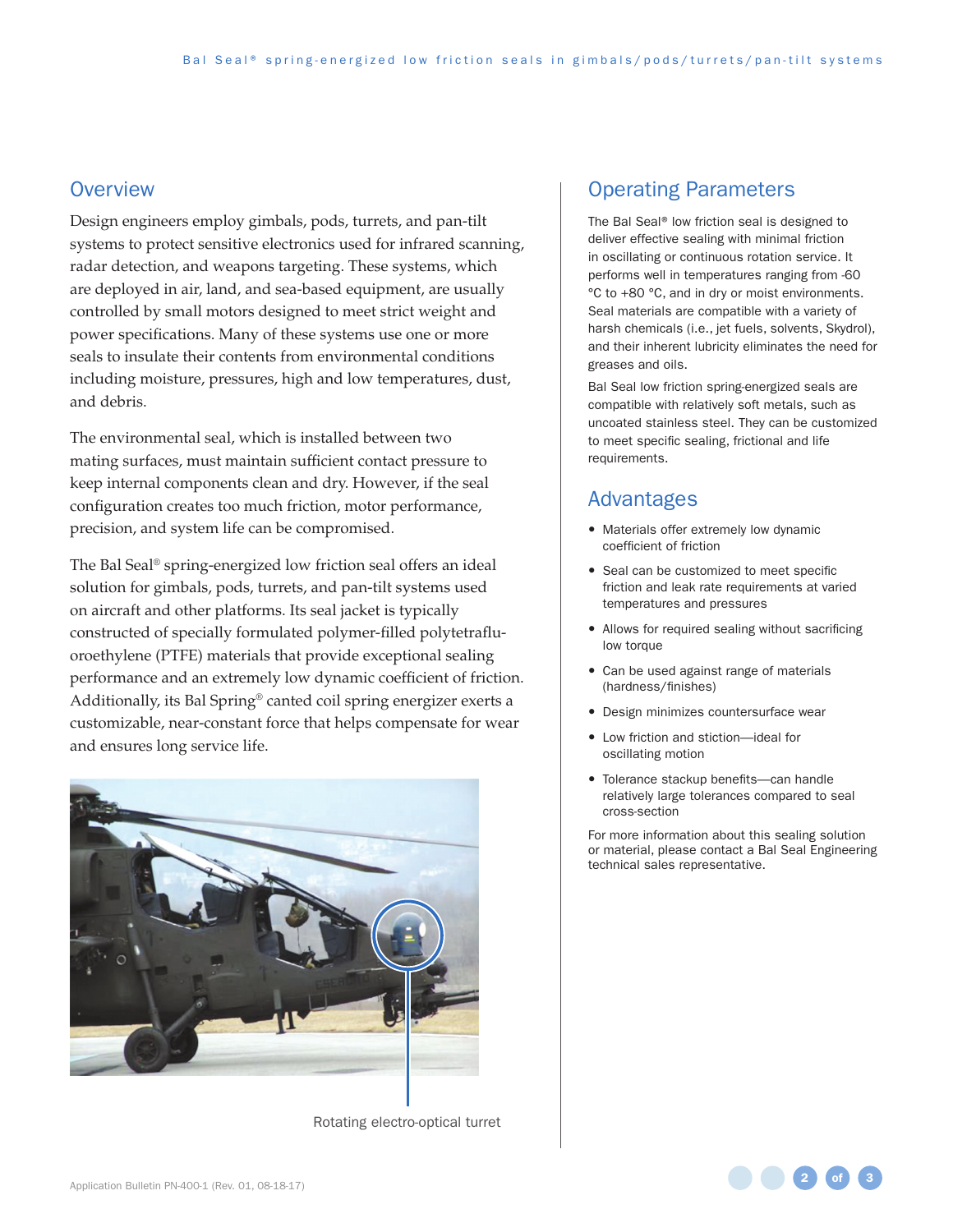## Overview

Design engineers employ gimbals, pods, turrets, and pan-tilt systems to protect sensitive electronics used for infrared scanning, radar detection, and weapons targeting. These systems, which are deployed in air, land, and sea-based equipment, are usually controlled by small motors designed to meet strict weight and power specifications. Many of these systems use one or more seals to insulate their contents from environmental conditions including moisture, pressures, high and low temperatures, dust, and debris.

The environmental seal, which is installed between two mating surfaces, must maintain sufficient contact pressure to keep internal components clean and dry. However, if the seal configuration creates too much friction, motor performance, precision, and system life can be compromised.

The Bal Seal® spring-energized low friction seal offers an ideal solution for gimbals, pods, turrets, and pan-tilt systems used on aircraft and other platforms. Its seal jacket is typically constructed of specially formulated polymer-filled polytetrafluoroethylene (PTFE) materials that provide exceptional sealing performance and an extremely low dynamic coefficient of friction. Additionally, its Bal Spring® canted coil spring energizer exerts a customizable, near-constant force that helps compensate for wear and ensures long service life.

Rotating electro-optical turret

## Operating Parameters

The Bal Seal® low friction seal is designed to deliver effective sealing with minimal friction in oscillating or continuous rotation service. It performs well in temperatures ranging from -60 °C to +80 °C, and in dry or moist environments. Seal materials are compatible with a variety of harsh chemicals (i.e., jet fuels, solvents, Skydrol), and their inherent lubricity eliminates the need for greases and oils.

Bal Seal low friction spring-energized seals are compatible with relatively soft metals, such as uncoated stainless steel. They can be customized to meet specific sealing, frictional and life requirements.

## Advantages

- Materials offer extremely low dynamic coefficient of friction
- Seal can be customized to meet specific friction and leak rate requirements at varied temperatures and pressures
- Allows for required sealing without sacrificing low torque
- Can be used against range of materials (hardness/finishes)
- Design minimizes countersurface wear
- Low friction and stiction—ideal for oscillating motion
- Tolerance stackup benefits—can handle relatively large tolerances compared to seal cross-section

For more information about this sealing solution or material, please contact a Bal Seal Engineering technical sales representative.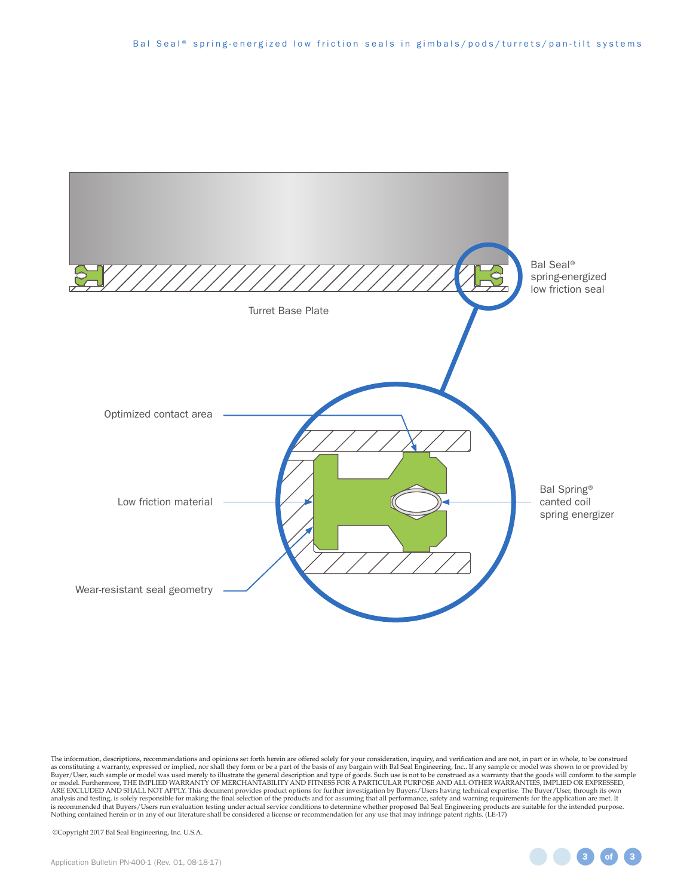Turret Base Plate

Bal Seal® spring-energized low friction seal

Optimized contact area

Low friction material

Wear-resistant seal geometry

Bal Spring® canted coil spring energizer

The information, descriptions, recommendations and opinions set forth herein are offered solely for your consideration, inquiry, and verification and are not, in part or in whole, to be construed as constituting a warranty, expressed or implied, nor shall they form or be a part of the basis of any bargain with Bal Seal Engineering, Inc.. If any sample or model was shown to or provided by Buyer/User, such sample or model was used merely to illustrate the general description and type of goods. Such use is not to be construed as a warranty that the goods will conform to the sample or model. Furthermore, THE IMPLIED WARRANTY OF MERCHANTABILITY AND FITNESS FOR A PARTICULAR PURPOSE AND ALL OTHER WARRANTIES, IMPLIED OR EXPRESSED, ARE EXCLUDED AND SHALL NOT APPLY. This document provides product options for further investigation by Buyers/Users having technical expertise. The Buyer/User, through its own analysis and testing, is solely responsible for making the final selection of the products and for assuming that all performance, safety and warning requirements for the application are met. It is recommended that Buyers/Users run evaluation testing under actual service conditions to determine whether proposed Bal Seal Engineering products are suitable for the intended purpose. Nothing contained herein or in any of our literature shall be considered a license or recommendation for any use that may infringe patent rights. (LE-17)

©Copyright 2017 Bal Seal Engineering, Inc. U.S.A.

Application Bulletin PN-400-1 (Rev. 01, 08-18-17)